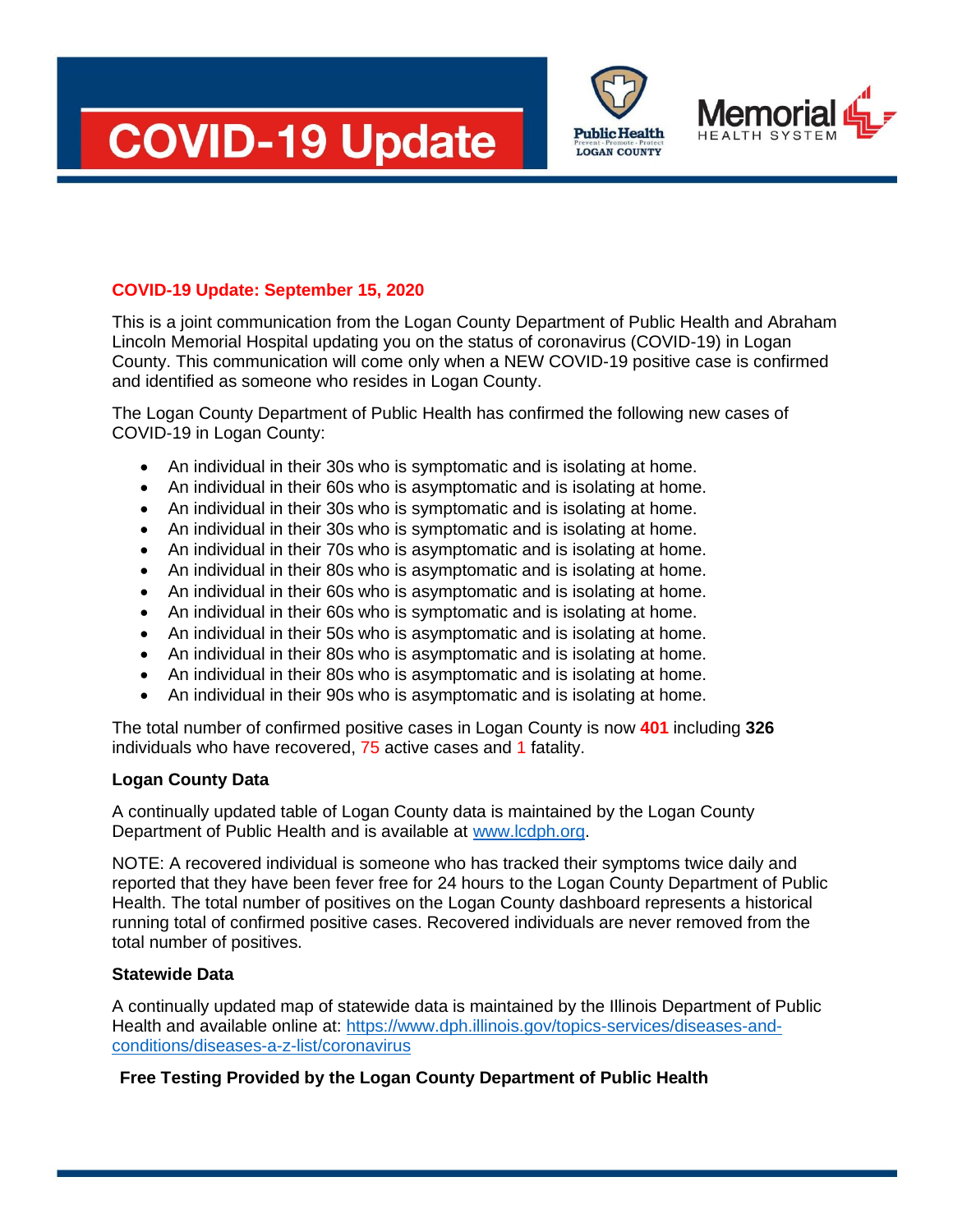# COVID-19 Update

Public Health LOGAN COUNTY

Memorial HEALTH SYSTEM

**COVID-19 Update: September 15, 2020**

This is a joint communication from the Logan County Department of Public Health and Abraham Lincoln Memorial Hospital updating you on the status of coronavirus (COVID-19) in Logan County. This communication will come only when a NEW COVID-19 positive case is confirmed and identified as someone who resides in Logan County.

The Logan County Department of Public Health has confirmed the following new cases of COVID-19 in Logan County:

- An individual in their 30s who is symptomatic and is isolating at home.
- An individual in their 60s who is asymptomatic and is isolating at home.
- An individual in their 30s who is symptomatic and is isolating at home.
- An individual in their 30s who is symptomatic and is isolating at home.
- An individual in their 70s who is asymptomatic and is isolating at home.
- An individual in their 80s who is asymptomatic and is isolating at home.
- An individual in their 60s who is asymptomatic and is isolating at home.
- An individual in their 60s who is symptomatic and is isolating at home.
- An individual in their 50s who is asymptomatic and is isolating at home.
- An individual in their 80s who is asymptomatic and is isolating at home.
- An individual in their 80s who is asymptomatic and is isolating at home.
- An individual in their 90s who is asymptomatic and is isolating at home.

The total number of confirmed positive cases in Logan County is now **401** including **326** individuals who have recovered, 75 active cases and 1 fatality.

**Logan County Data**

A continually updated table of Logan County data is maintained by the Logan County Department of Public Health and is available at www.lcdph.org.

NOTE: A recovered individual is someone who has tracked their symptoms twice daily and reported that they have been fever free for 24 hours to the Logan County Department of Public Health. The total number of positives on the Logan County dashboard represents a historical running total of confirmed positive cases. Recovered individuals are never removed from the total number of positives.

**Statewide Data**

A continually updated map of statewide data is maintained by the Illinois Department of Public Health and available online at: https://www.dph.illinois.gov/topics-services/diseases-and-conditions/diseases-a-z-list/coronavirus

**Free Testing Provided by the Logan County Department of Public Health**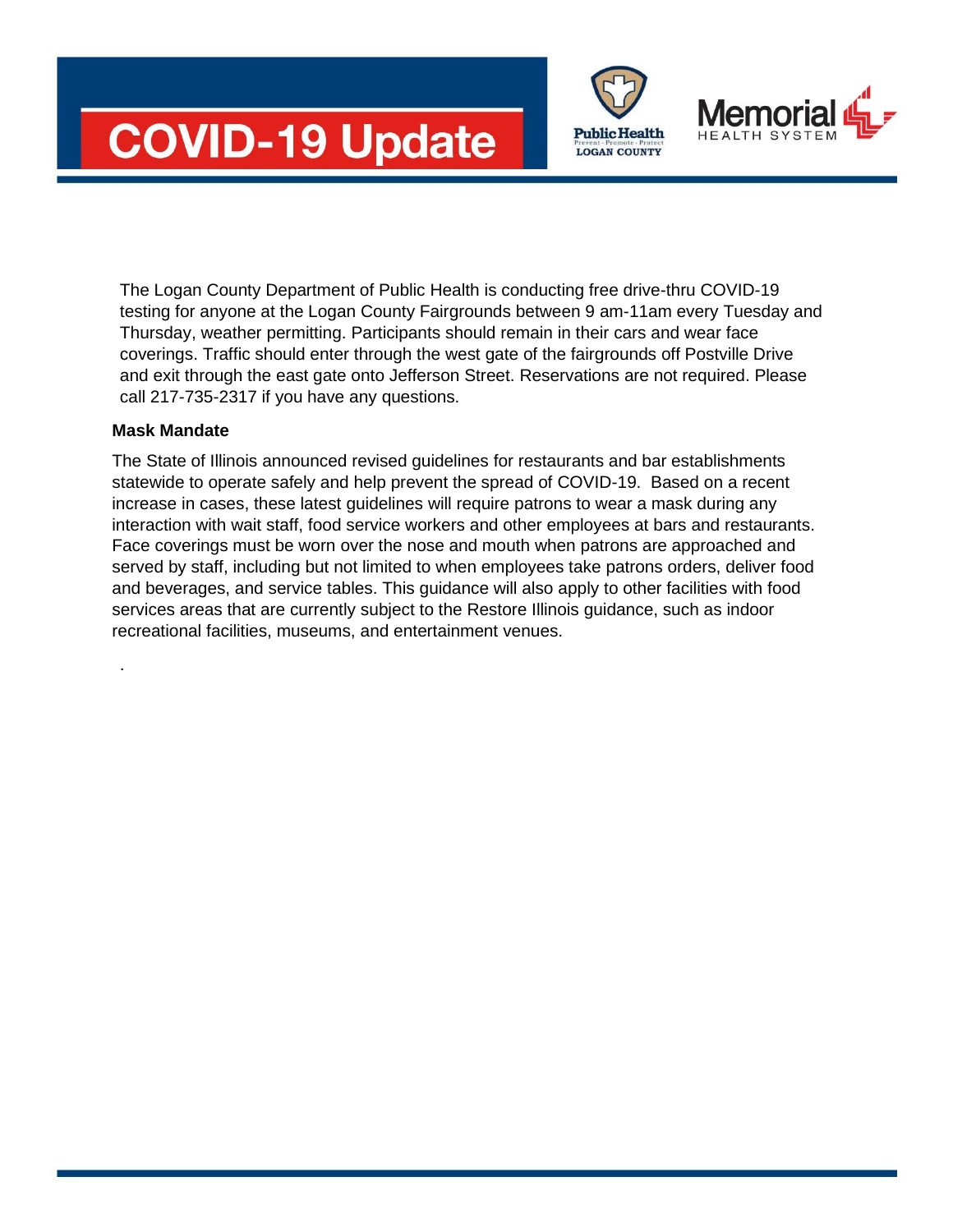# COVID-19 Update

The Logan County Department of Public Health is conducting free drive-thru COVID-19 testing for anyone at the Logan County Fairgrounds between 9 am-11am every Tuesday and Thursday, weather permitting. Participants should remain in their cars and wear face coverings. Traffic should enter through the west gate of the fairgrounds off Postville Drive and exit through the east gate onto Jefferson Street. Reservations are not required. Please call 217-735-2317 if you have any questions.

**Mask Mandate**

The State of Illinois announced revised guidelines for restaurants and bar establishments statewide to operate safely and help prevent the spread of COVID-19. Based on a recent increase in cases, these latest guidelines will require patrons to wear a mask during any interaction with wait staff, food service workers and other employees at bars and restaurants. Face coverings must be worn over the nose and mouth when patrons are approached and served by staff, including but not limited to when employees take patrons orders, deliver food and beverages, and service tables. This guidance will also apply to other facilities with food services areas that are currently subject to the Restore Illinois guidance, such as indoor recreational facilities, museums, and entertainment venues.

.